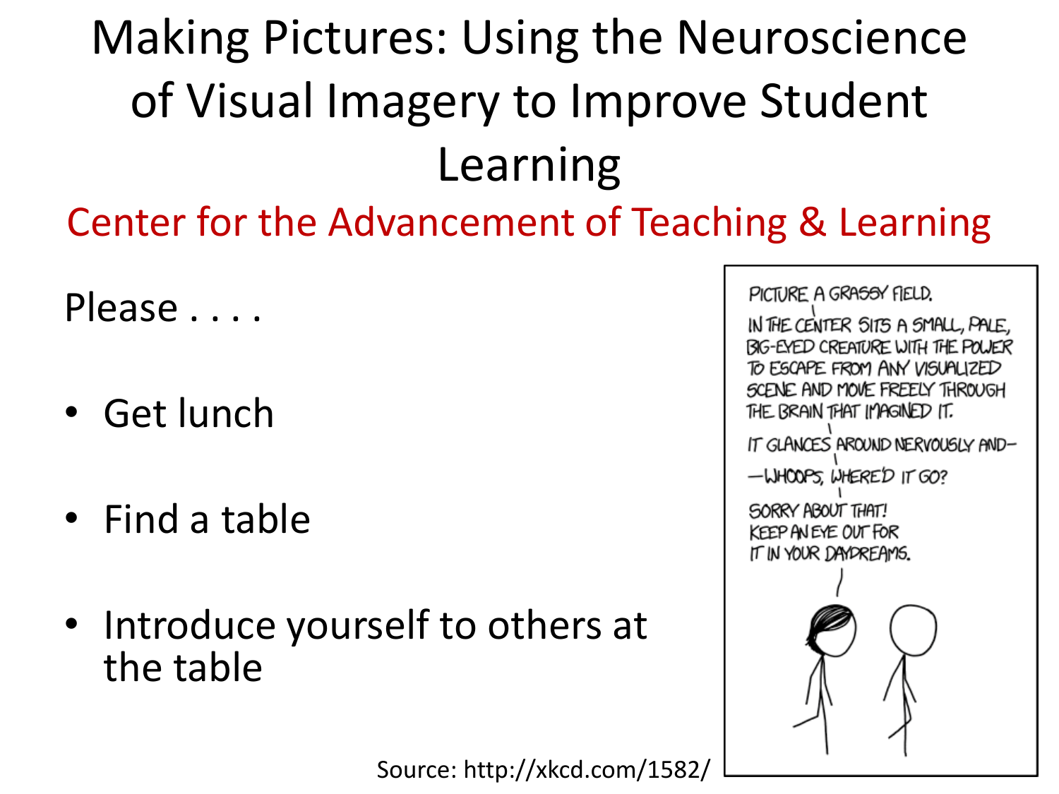# Making Pictures: Using the Neuroscience of Visual Imagery to Improve Student Learning

## Center for the Advancement of Teaching & Learning

Please . . . .

- Get lunch
- Find a table
- Introduce yourself to others at the table

PICTURE A GRASSY FIELD.

IN THE CENTER SITS A SMALL, PALE, BIG-EYED CREATURE WITH THE POWER TO ESCAPE FROM ANY VISUALIZED SCENE AND MOVE FREELY THROUGH THE BRAIN THAT IMAGINED IT.

IT GLANCES AROUND NERVOUSLY AND—

—WHOOPS, WHERE'D IT GO?

SORRY ABOUT THAT! KEEP AN EYE OUT FOR IT IN YOUR DAYDREAMS.

Source: http://xkcd.com/1582/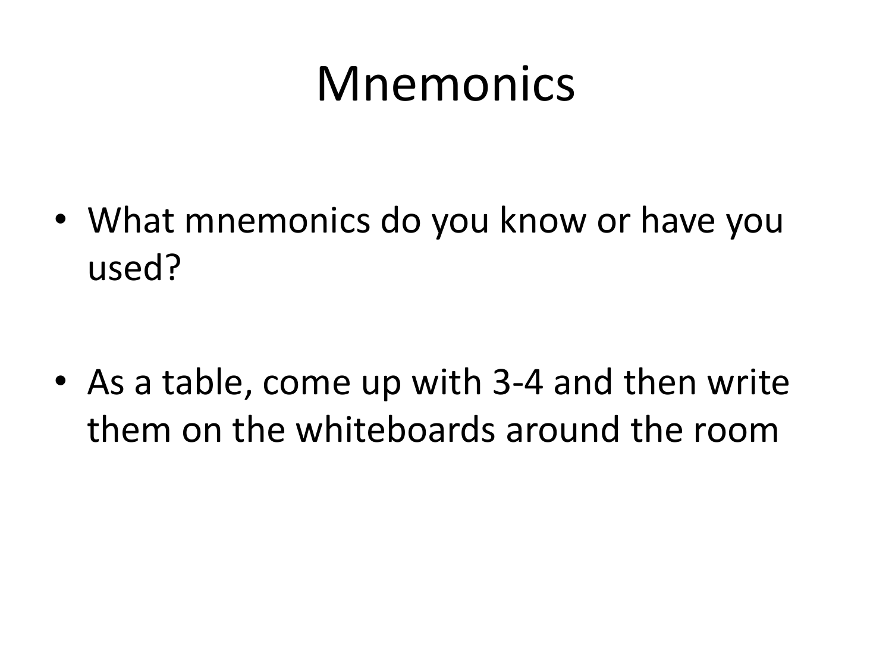# Mnemonics

- What mnemonics do you know or have you used?
- As a table, come up with 3-4 and then write them on the whiteboards around the room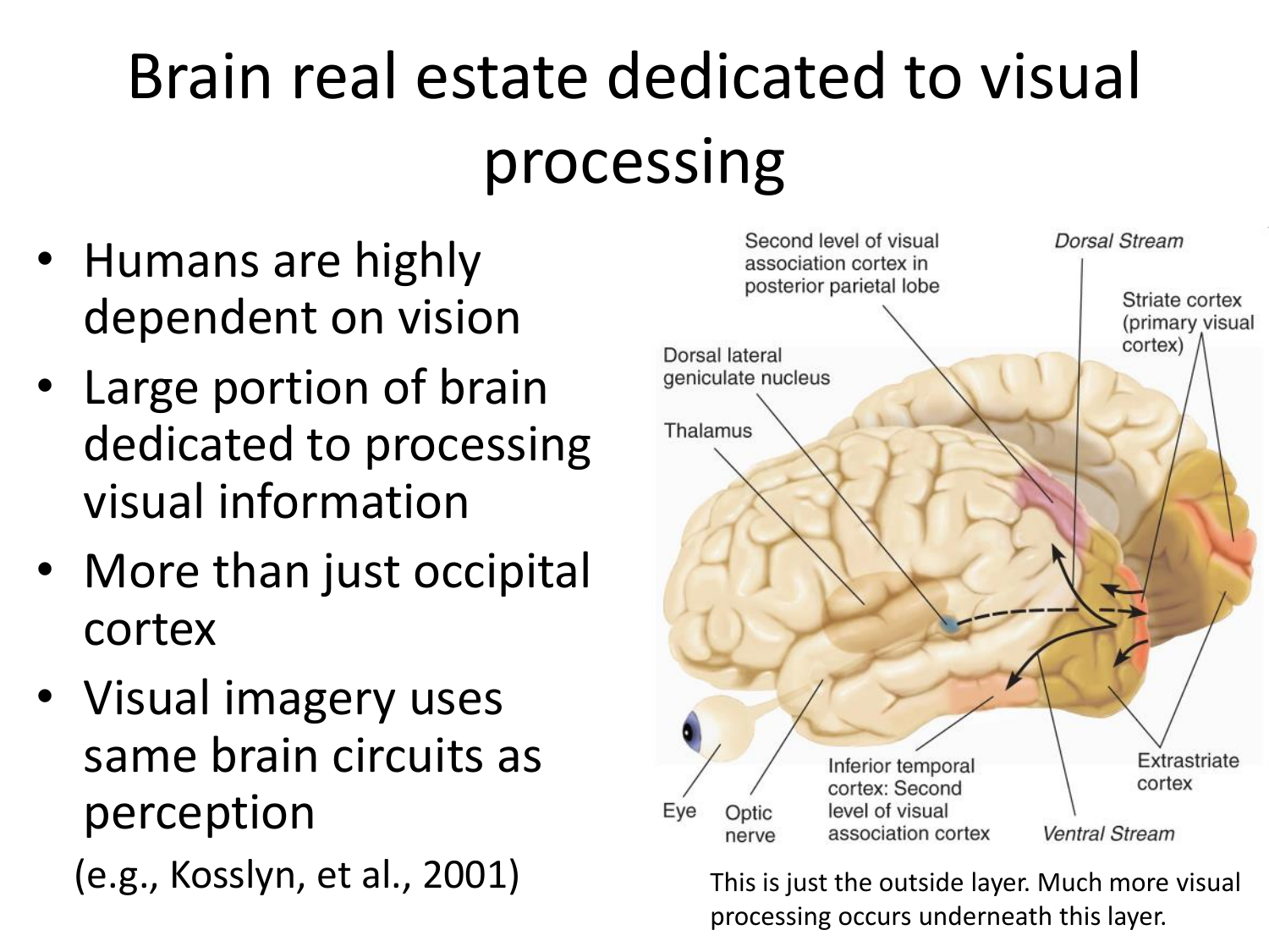# Brain real estate dedicated to visual processing

- Humans are highly dependent on vision
- Large portion of brain dedicated to processing visual information
- More than just occipital cortex
- Visual imagery uses same brain circuits as perception

  (e.g., Kosslyn, et al., 2001)

Second level of visual association cortex in posterior parietal lobe

*Dorsal Stream*

Striate cortex (primary visual cortex)

Dorsal lateral geniculate nucleus

Thalamus

Eye

Optic nerve

Inferior temporal cortex: Second level of visual association cortex

*Ventral Stream*

Extrastriate cortex

This is just the outside layer. Much more visual processing occurs underneath this layer.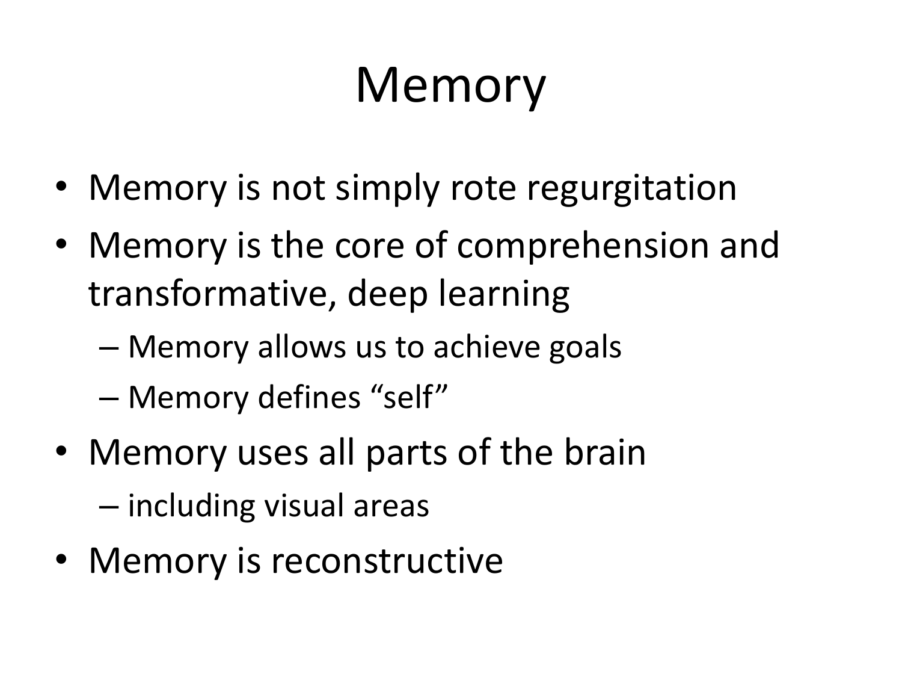# Memory

- Memory is not simply rote regurgitation
- Memory is the core of comprehension and transformative, deep learning
  - Memory allows us to achieve goals
  - Memory defines "self"
- Memory uses all parts of the brain
  - including visual areas
- Memory is reconstructive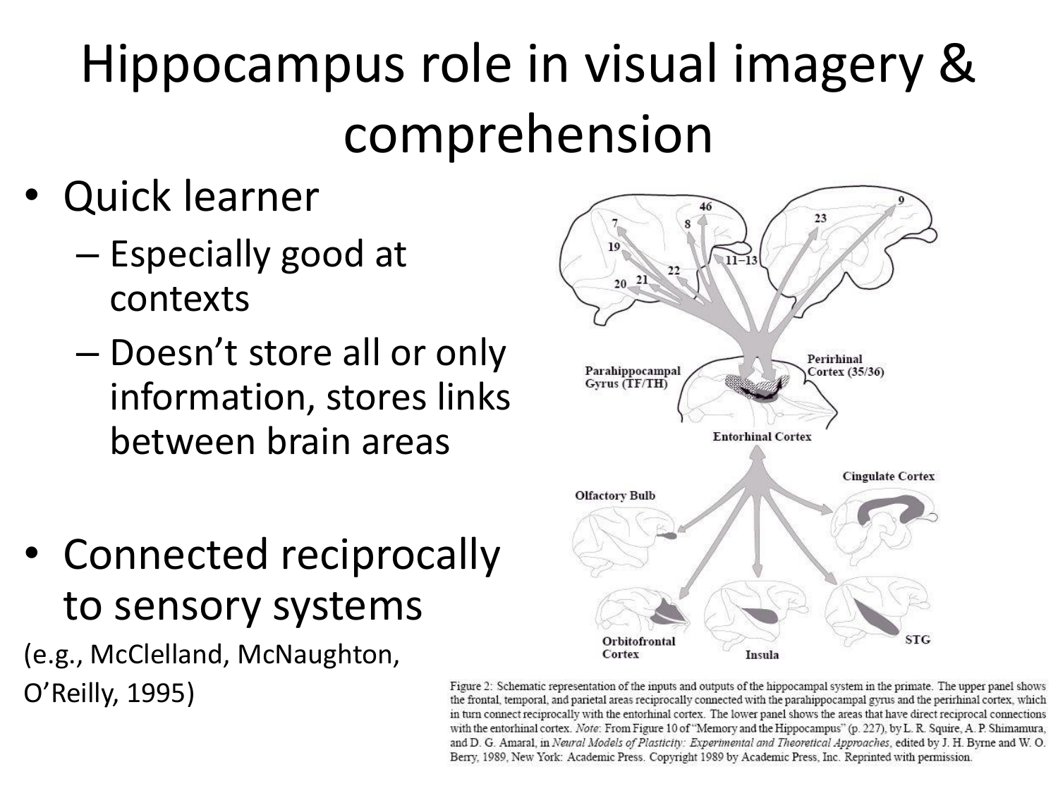# Hippocampus role in visual imagery & comprehension

- Quick learner
  - Especially good at contexts
  - Doesn't store all or only information, stores links between brain areas
- Connected reciprocally to sensory systems

(e.g., McClelland, McNaughton, O'Reilly, 1995)

Figure 2: Schematic representation of the inputs and outputs of the hippocampal system in the primate. The upper panel shows the frontal, temporal, and parietal areas reciprocally connected with the parahippocampal gyrus and the perirhinal cortex, which in turn connect reciprocally with the entorhinal cortex. The lower panel shows the areas that have direct reciprocal connections with the entorhinal cortex. *Note*: From Figure 10 of "Memory and the Hippocampus" (p. 227), by L. R. Squire, A. P. Shimamura, and D. G. Amaral, in *Neural Models of Plasticity: Experimental and Theoretical Approaches*, edited by J. H. Byrne and W. O. Berry, 1989, New York: Academic Press. Copyright 1989 by Academic Press, Inc. Reprinted with permission.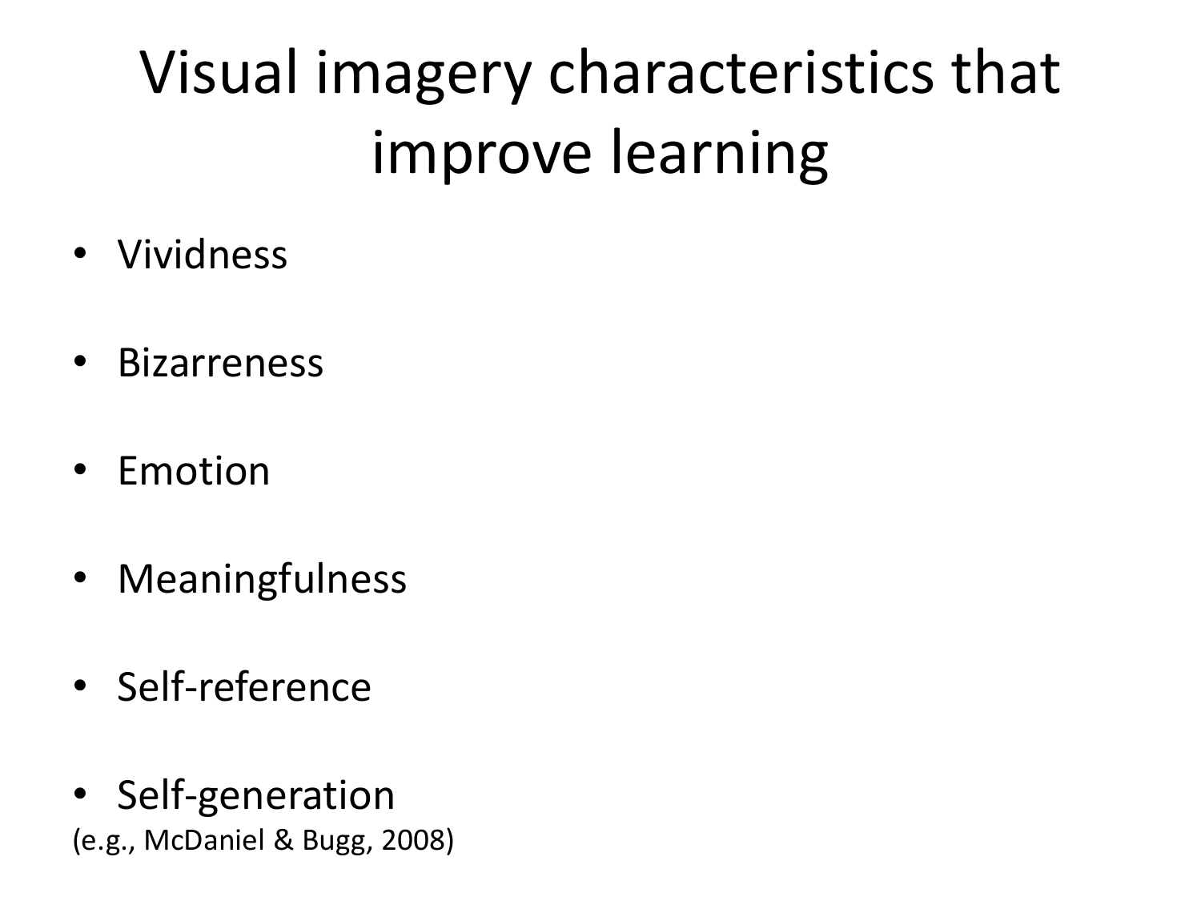# Visual imagery characteristics that improve learning

- Vividness
- Bizarreness
- Emotion
- Meaningfulness
- Self-reference
- Self-generation

(e.g., McDaniel & Bugg, 2008)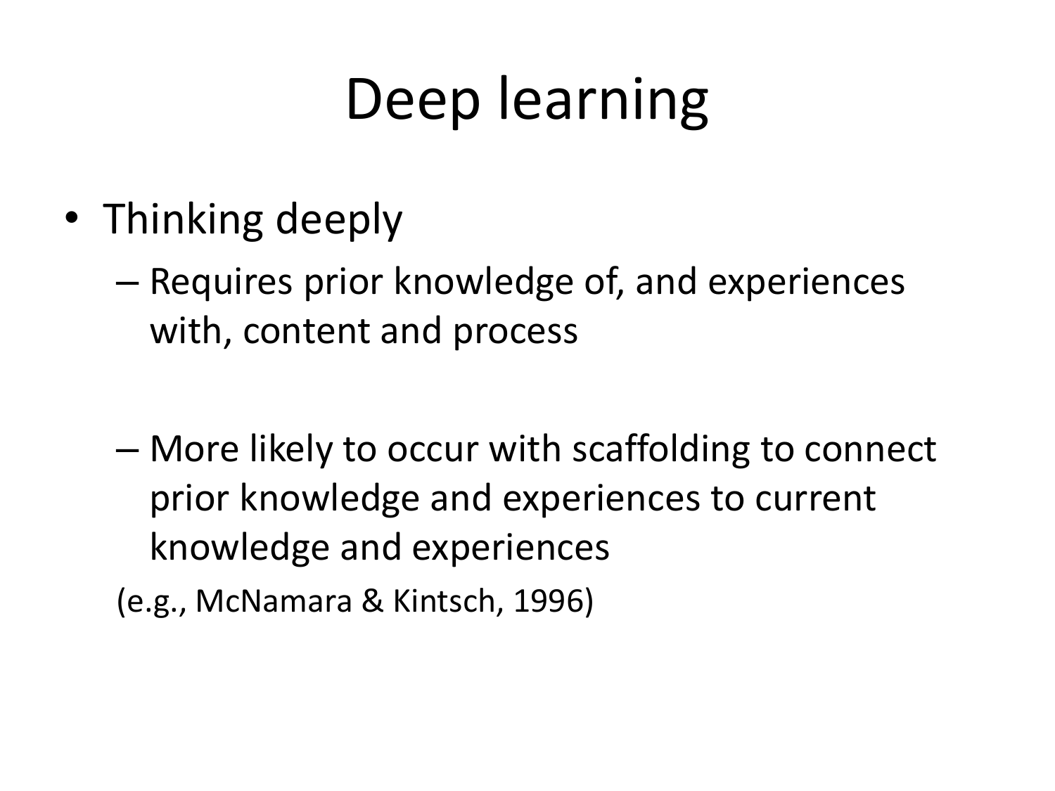# Deep learning

- Thinking deeply
  - Requires prior knowledge of, and experiences with, content and process
  - More likely to occur with scaffolding to connect prior knowledge and experiences to current knowledge and experiences

(e.g., McNamara & Kintsch, 1996)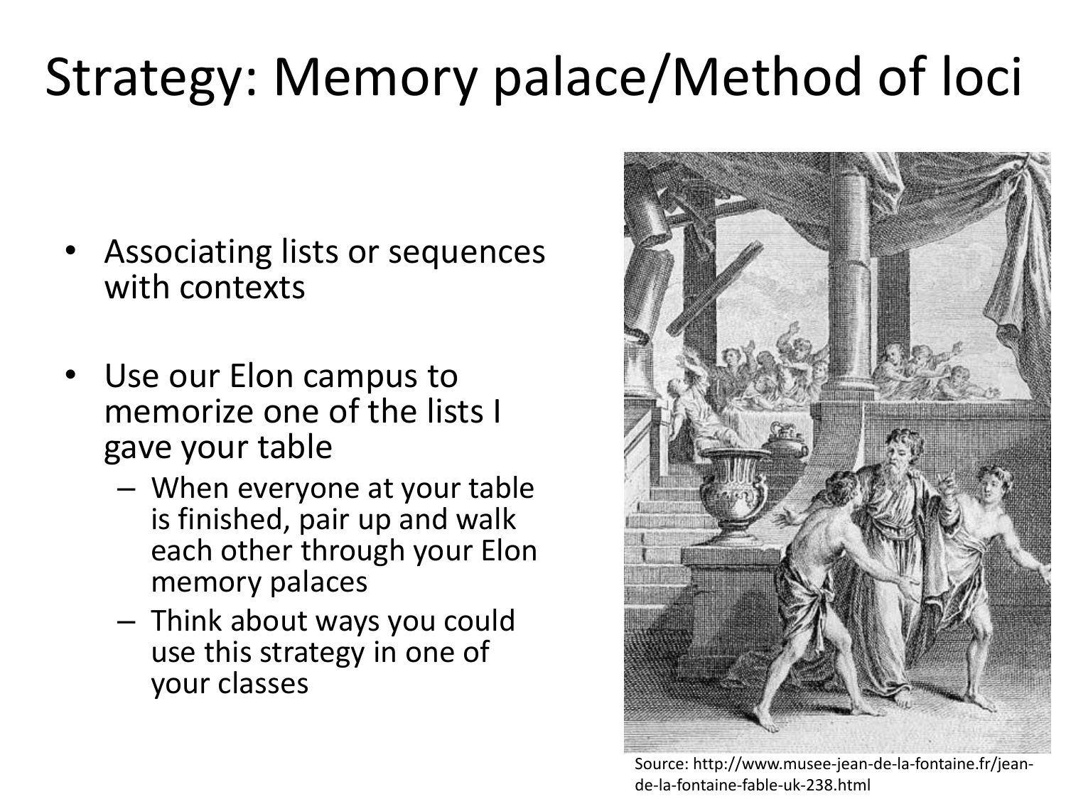# Strategy: Memory palace/Method of loci

- Associating lists or sequences with contexts
- Use our Elon campus to memorize one of the lists I gave your table
  - When everyone at your table is finished, pair up and walk each other through your Elon memory palaces
  - Think about ways you could use this strategy in one of your classes

Source: http://www.musee-jean-de-la-fontaine.fr/jean-de-la-fontaine-fable-uk-238.html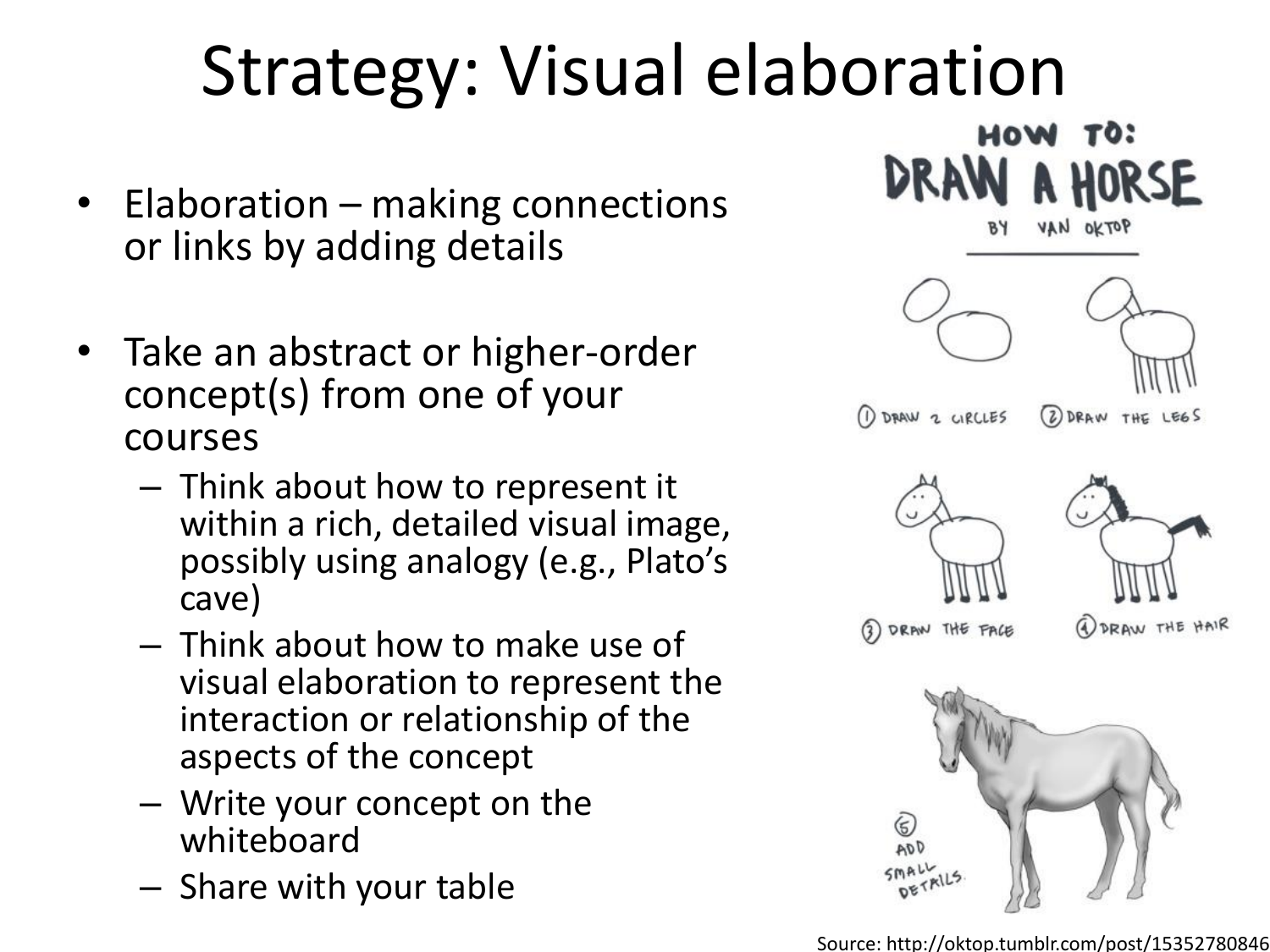# Strategy: Visual elaboration

- Elaboration – making connections or links by adding details
- Take an abstract or higher-order concept(s) from one of your courses
  - Think about how to represent it within a rich, detailed visual image, possibly using analogy (e.g., Plato's cave)
  - Think about how to make use of visual elaboration to represent the interaction or relationship of the aspects of the concept
  - Write your concept on the whiteboard
  - Share with your table

HOW TO: DRAW A HORSE

BY VAN OKTOP

1. DRAW 2 CIRCLES
2. DRAW THE LEGS
3. DRAW THE FACE
4. DRAW THE HAIR
5. ADD SMALL DETAILS.

Source: http://oktop.tumblr.com/post/15352780846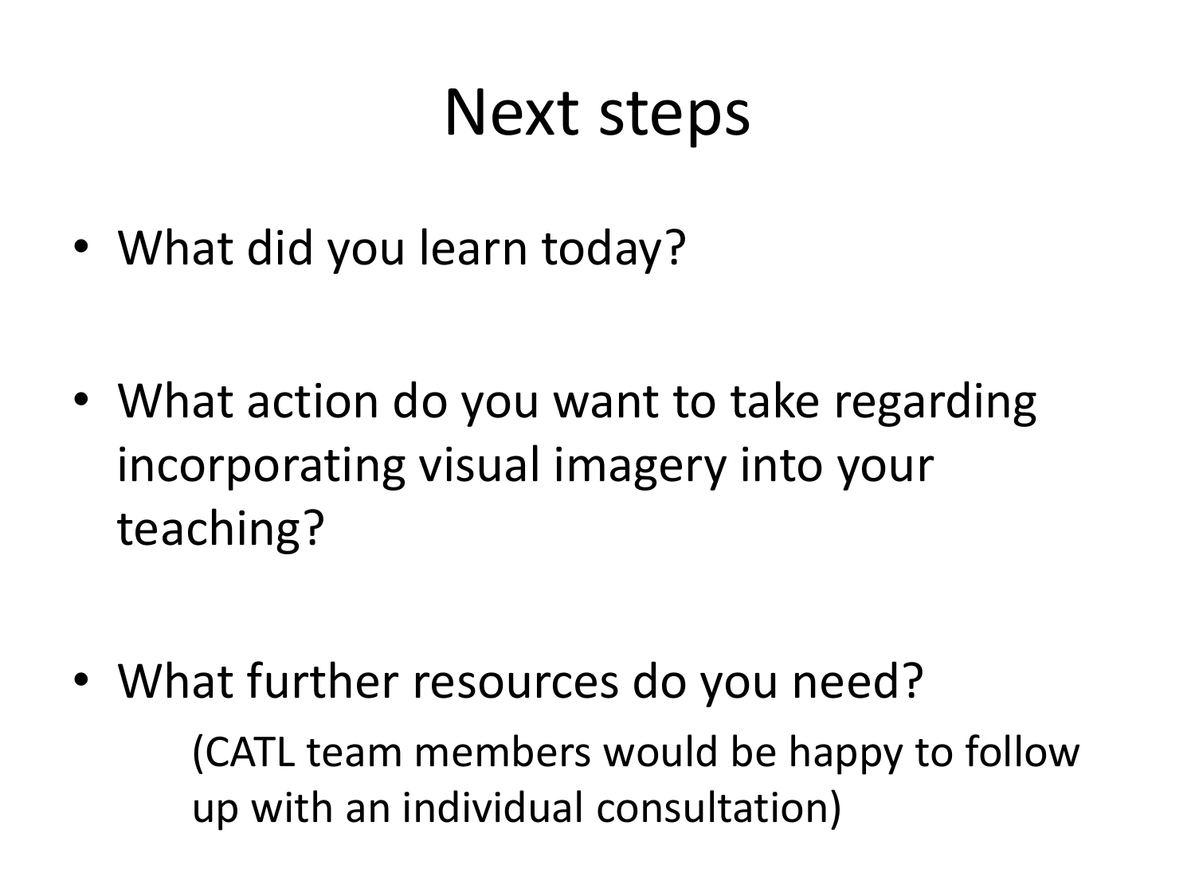# Next steps

- What did you learn today?
- What action do you want to take regarding incorporating visual imagery into your teaching?
- What further resources do you need?

  (CATL team members would be happy to follow up with an individual consultation)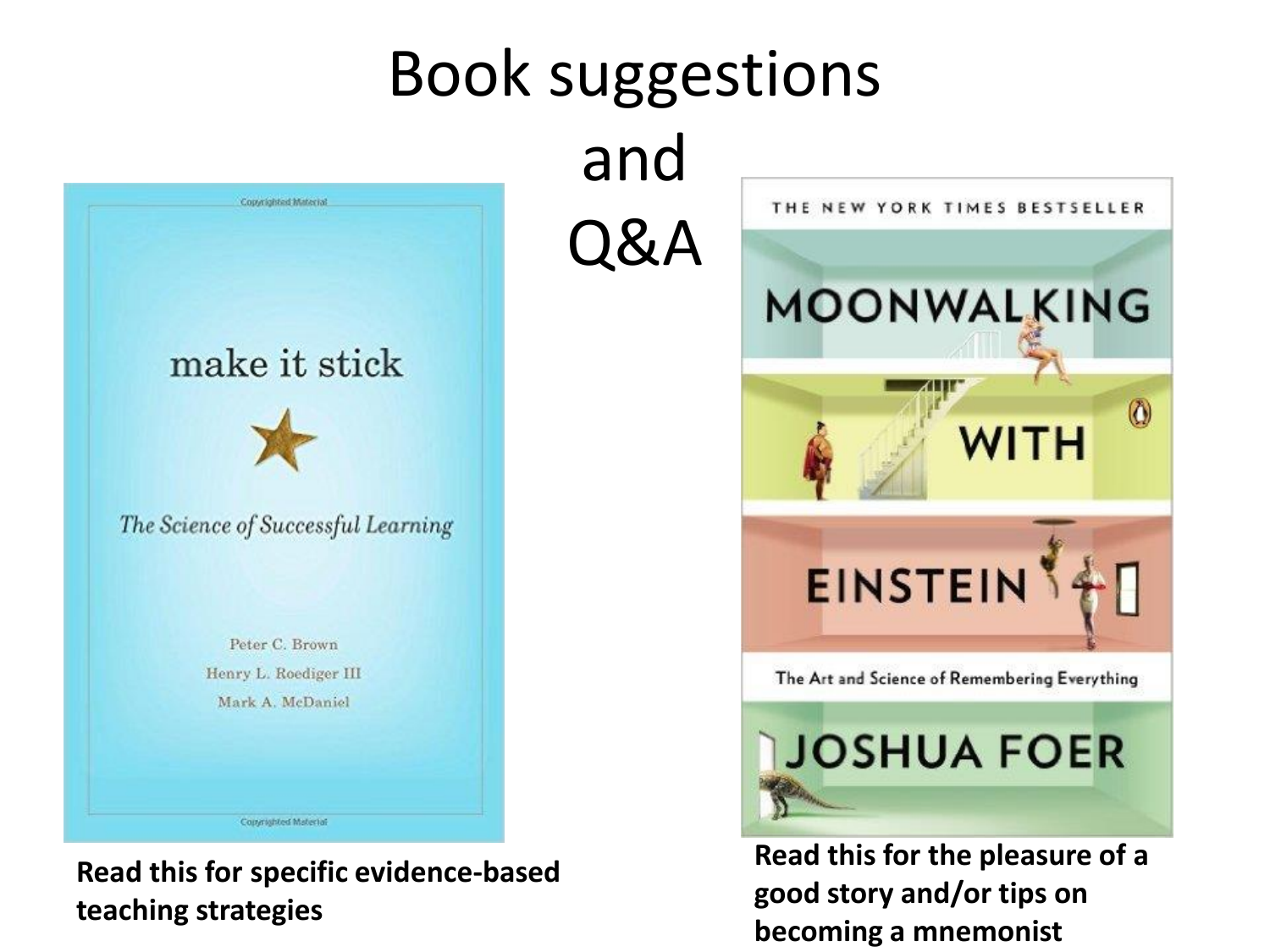# Book suggestions and Q&A

**Read this for specific evidence-based teaching strategies**

**Read this for the pleasure of a good story and/or tips on becoming a mnemonist**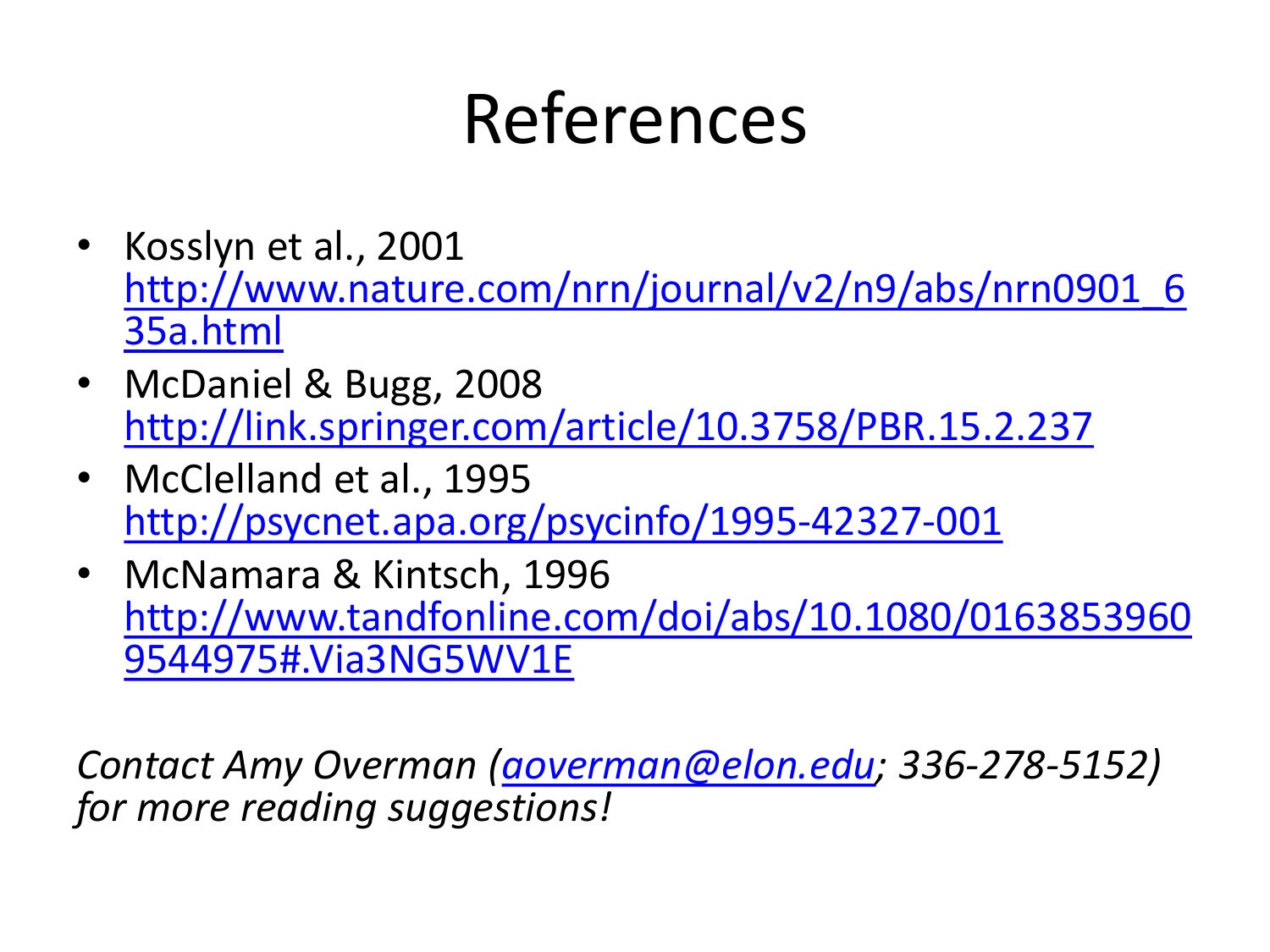# References

- Kosslyn et al., 2001 [http://www.nature.com/nrn/journal/v2/n9/abs/nrn0901_635a.html](http://www.nature.com/nrn/journal/v2/n9/abs/nrn0901_635a.html)
- McDaniel & Bugg, 2008 [http://link.springer.com/article/10.3758/PBR.15.2.237](http://link.springer.com/article/10.3758/PBR.15.2.237)
- McClelland et al., 1995 [http://psycnet.apa.org/psycinfo/1995-42327-001](http://psycnet.apa.org/psycinfo/1995-42327-001)
- McNamara & Kintsch, 1996 [http://www.tandfonline.com/doi/abs/10.1080/01638539609544975#.Via3NG5WV1E](http://www.tandfonline.com/doi/abs/10.1080/01638539609544975#.Via3NG5WV1E)

*Contact Amy Overman ([aoverman@elon.edu](mailto:aoverman@elon.edu); 336-278-5152) for more reading suggestions!*